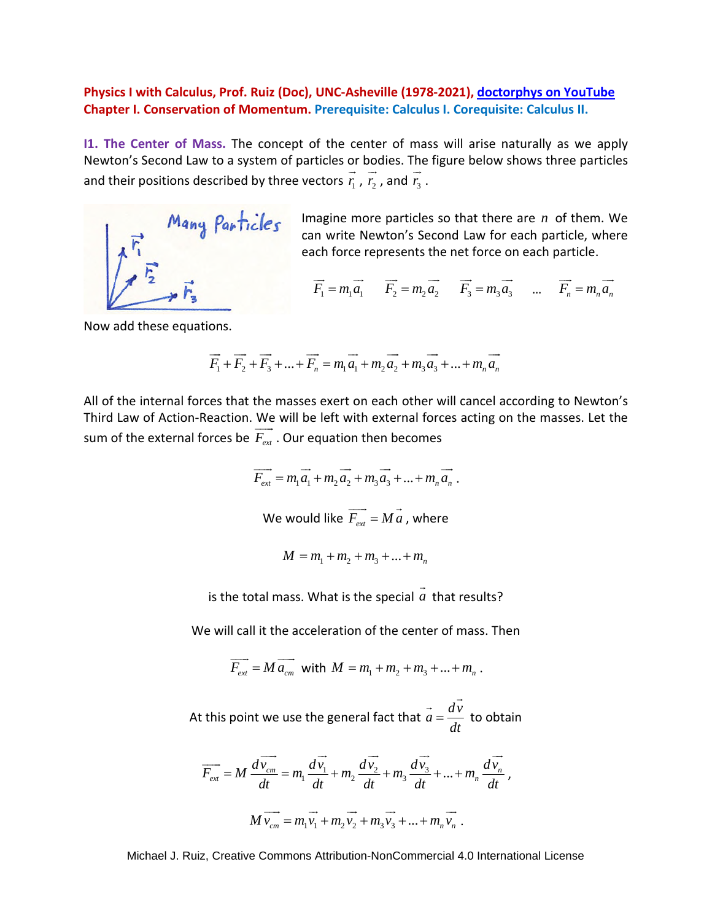**Physics I with Calculus, Prof. Ruiz (Doc), UNC-Asheville (1978-2021), doctorphys on YouTube**
**Chapter I. Conservation of Momentum.** **Prerequisite: Calculus I. Corequisite: Calculus II.**

**I1. The Center of Mass.** The concept of the center of mass will arise naturally as we apply Newton's Second Law to a system of particles or bodies. The figure below shows three particles and their positions described by three vectors $\vec{r}_1$, $\vec{r}_2$, and $\vec{r}_3$.

Imagine more particles so that there are $n$ of them. We can write Newton's Second Law for each particle, where each force represents the net force on each particle.

$$\vec{F}_1 = m_1\vec{a}_1 \quad \vec{F}_2 = m_2\vec{a}_2 \quad \vec{F}_3 = m_3\vec{a}_3 \quad \ldots \quad \vec{F}_n = m_n\vec{a}_n$$

Now add these equations.

$$\vec{F}_1 + \vec{F}_2 + \vec{F}_3 + \ldots + \vec{F}_n = m_1\vec{a}_1 + m_2\vec{a}_2 + m_3\vec{a}_3 + \ldots + m_n\vec{a}_n$$

All of the internal forces that the masses exert on each other will cancel according to Newton's Third Law of Action-Reaction. We will be left with external forces acting on the masses. Let the sum of the external forces be $\vec{F}_{ext}$. Our equation then becomes

$$\vec{F}_{ext} = m_1\vec{a}_1 + m_2\vec{a}_2 + m_3\vec{a}_3 + \ldots + m_n\vec{a}_n \, .$$

We would like $\vec{F}_{ext} = M\vec{a}$, where

$$M = m_1 + m_2 + m_3 + \ldots + m_n$$

is the total mass. What is the special $\vec{a}$ that results?

We will call it the acceleration of the center of mass. Then

$$\vec{F}_{ext} = M\vec{a}_{cm} \text{ with } M = m_1 + m_2 + m_3 + \ldots + m_n \, .$$

At this point we use the general fact that $\vec{a} = \dfrac{d\vec{v}}{dt}$ to obtain

$$\vec{F}_{ext} = M\frac{d\vec{v}_{cm}}{dt} = m_1\frac{d\vec{v}_1}{dt} + m_2\frac{d\vec{v}_2}{dt} + m_3\frac{d\vec{v}_3}{dt} + \ldots + m_n\frac{d\vec{v}_n}{dt} \, ,$$

$$M\vec{v}_{cm} = m_1\vec{v}_1 + m_2\vec{v}_2 + m_3\vec{v}_3 + \ldots + m_n\vec{v}_n \, .$$

Michael J. Ruiz, Creative Commons Attribution-NonCommercial 4.0 International License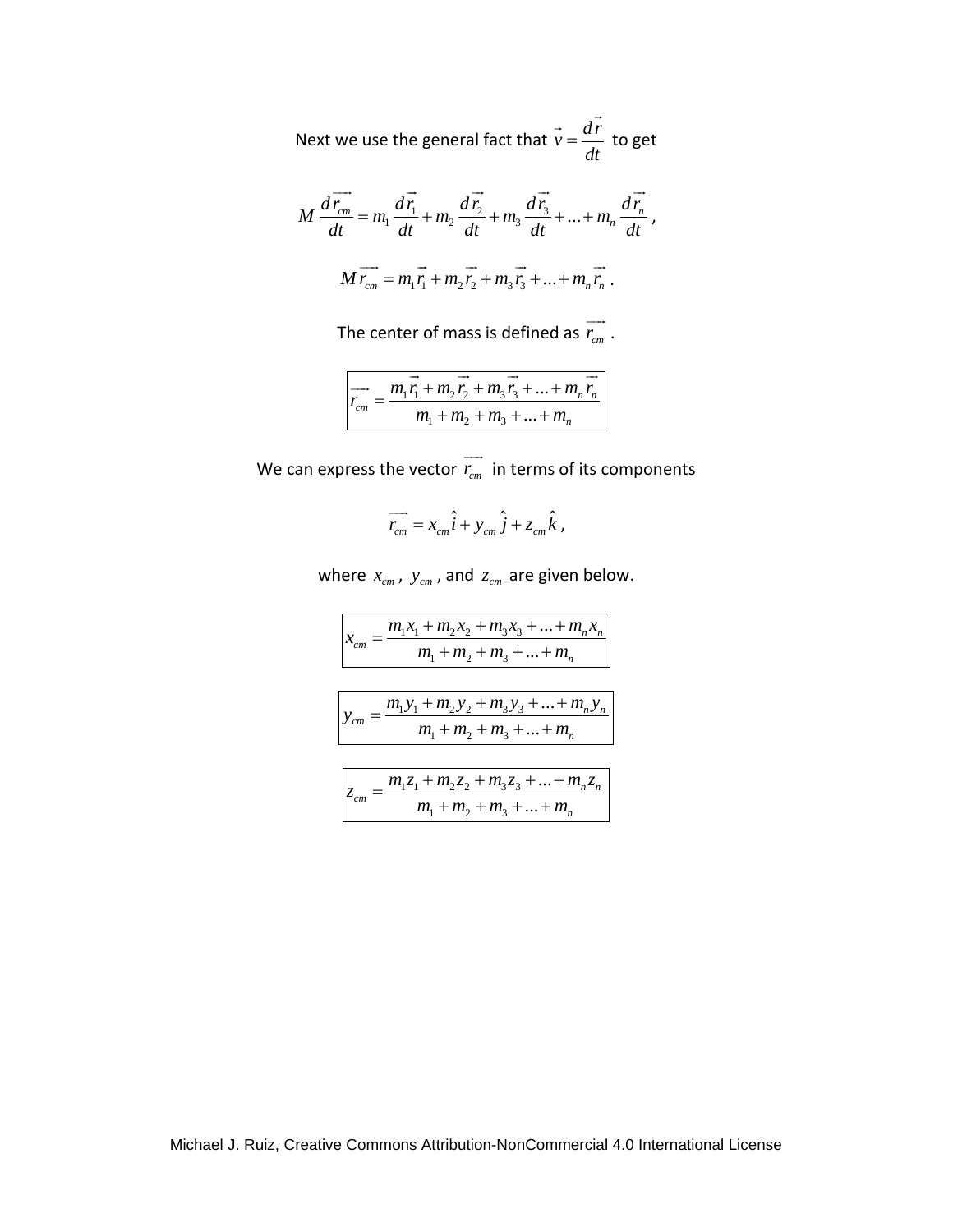Next we use the general fact that $\vec{v} = \dfrac{d\vec{r}}{dt}$ to get

$$M \frac{d\overrightarrow{r_{cm}}}{dt} = m_1 \frac{d\vec{r_1}}{dt} + m_2 \frac{d\vec{r_2}}{dt} + m_3 \frac{d\vec{r_3}}{dt} + ... + m_n \frac{d\vec{r_n}}{dt} \text{ ,}$$

$$M \overrightarrow{r_{cm}} = m_1 \vec{r_1} + m_2 \vec{r_2} + m_3 \vec{r_3} + ... + m_n \vec{r_n} \text{ .}$$

The center of mass is defined as $\overrightarrow{r_{cm}}$ .

$$\boxed{\overrightarrow{r_{cm}} = \frac{m_1 \vec{r_1} + m_2 \vec{r_2} + m_3 \vec{r_3} + ... + m_n \vec{r_n}}{m_1 + m_2 + m_3 + ... + m_n}}$$

We can express the vector $\overrightarrow{r_{cm}}$ in terms of its components

$$\overrightarrow{r_{cm}} = x_{cm} \hat{i} + y_{cm} \hat{j} + z_{cm} \hat{k} \text{ ,}$$

where $x_{cm}$ , $y_{cm}$ , and $z_{cm}$ are given below.

$$\boxed{x_{cm} = \frac{m_1 x_1 + m_2 x_2 + m_3 x_3 + ... + m_n x_n}{m_1 + m_2 + m_3 + ... + m_n}}$$

$$\boxed{y_{cm} = \frac{m_1 y_1 + m_2 y_2 + m_3 y_3 + ... + m_n y_n}{m_1 + m_2 + m_3 + ... + m_n}}$$

$$\boxed{z_{cm} = \frac{m_1 z_1 + m_2 z_2 + m_3 z_3 + ... + m_n z_n}{m_1 + m_2 + m_3 + ... + m_n}}$$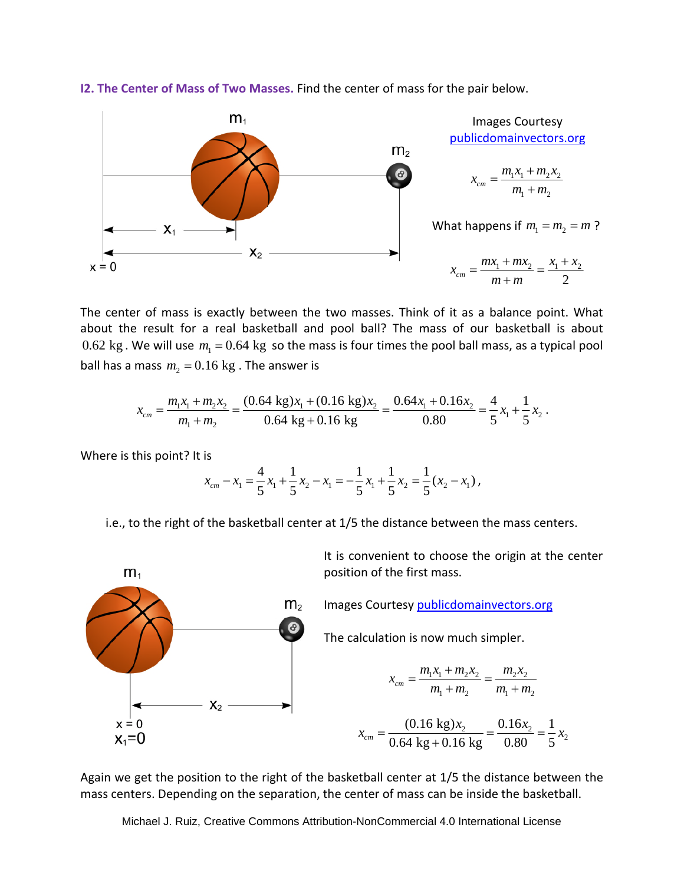**I2. The Center of Mass of Two Masses.** Find the center of mass for the pair below.

Images Courtesy publicdomainvectors.org

$$x_{cm} = \frac{m_1 x_1 + m_2 x_2}{m_1 + m_2}$$

What happens if $m_1 = m_2 = m$ ?

$$x_{cm} = \frac{m x_1 + m x_2}{m + m} = \frac{x_1 + x_2}{2}$$

The center of mass is exactly between the two masses. Think of it as a balance point. What about the result for a real basketball and pool ball? The mass of our basketball is about $0.62\text{ kg}$. We will use $m_1 = 0.64\text{ kg}$ so the mass is four times the pool ball mass, as a typical pool ball has a mass $m_2 = 0.16\text{ kg}$. The answer is

$$x_{cm} = \frac{m_1 x_1 + m_2 x_2}{m_1 + m_2} = \frac{(0.64\text{ kg})x_1 + (0.16\text{ kg})x_2}{0.64\text{ kg} + 0.16\text{ kg}} = \frac{0.64 x_1 + 0.16 x_2}{0.80} = \frac{4}{5}x_1 + \frac{1}{5}x_2 .$$

Where is this point? It is

$$x_{cm} - x_1 = \frac{4}{5}x_1 + \frac{1}{5}x_2 - x_1 = -\frac{1}{5}x_1 + \frac{1}{5}x_2 = \frac{1}{5}(x_2 - x_1),$$

i.e., to the right of the basketball center at 1/5 the distance between the mass centers.

It is convenient to choose the origin at the center position of the first mass.

Images Courtesy publicdomainvectors.org

The calculation is now much simpler.

$$x_{cm} = \frac{m_1 x_1 + m_2 x_2}{m_1 + m_2} = \frac{m_2 x_2}{m_1 + m_2}$$

$$x_{cm} = \frac{(0.16\text{ kg})x_2}{0.64\text{ kg} + 0.16\text{ kg}} = \frac{0.16 x_2}{0.80} = \frac{1}{5}x_2$$

Again we get the position to the right of the basketball center at 1/5 the distance between the mass centers. Depending on the separation, the center of mass can be inside the basketball.

Michael J. Ruiz, Creative Commons Attribution-NonCommercial 4.0 International License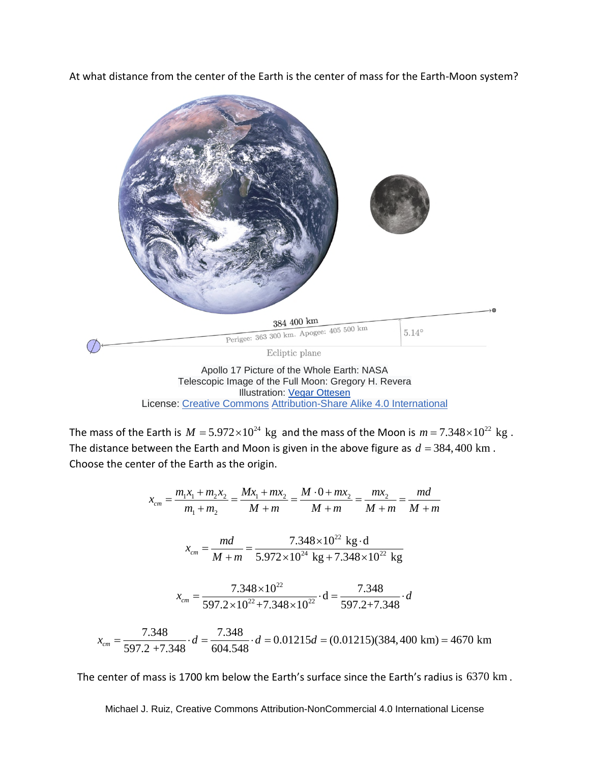At what distance from the center of the Earth is the center of mass for the Earth-Moon system?

Apollo 17 Picture of the Whole Earth: NASA
Telescopic Image of the Full Moon: Gregory H. Revera
Illustration: Vegar Ottesen
License: Creative Commons Attribution-Share Alike 4.0 International

The mass of the Earth is $M = 5.972 \times 10^{24}$ kg and the mass of the Moon is $m = 7.348 \times 10^{22}$ kg. The distance between the Earth and Moon is given in the above figure as $d = 384,400$ km. Choose the center of the Earth as the origin.

$$x_{cm} = \frac{m_1 x_1 + m_2 x_2}{m_1 + m_2} = \frac{M x_1 + m x_2}{M + m} = \frac{M \cdot 0 + m x_2}{M + m} = \frac{m x_2}{M + m} = \frac{md}{M + m}$$

$$x_{cm} = \frac{md}{M + m} = \frac{7.348 \times 10^{22} \text{ kg} \cdot \text{d}}{5.972 \times 10^{24} \text{ kg} + 7.348 \times 10^{22} \text{ kg}}$$

$$x_{cm} = \frac{7.348 \times 10^{22}}{597.2 \times 10^{22} + 7.348 \times 10^{22}} \cdot \text{d} = \frac{7.348}{597.2 + 7.348} \cdot d$$

$$x_{cm} = \frac{7.348}{597.2 + 7.348} \cdot d = \frac{7.348}{604.548} \cdot d = 0.01215 d = (0.01215)(384,400 \text{ km}) = 4670 \text{ km}$$

The center of mass is 1700 km below the Earth's surface since the Earth's radius is $6370$ km.

Michael J. Ruiz, Creative Commons Attribution-NonCommercial 4.0 International License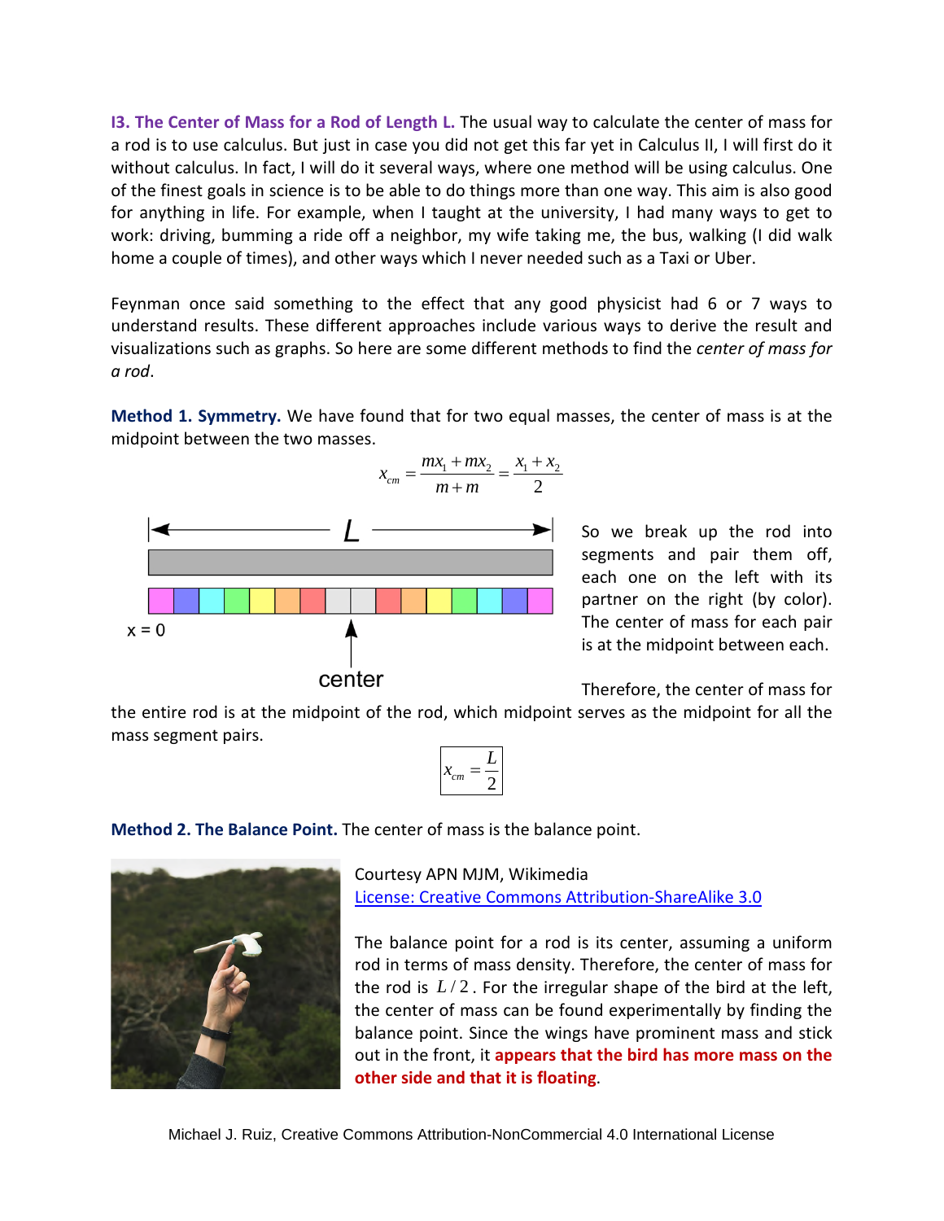**I3. The Center of Mass for a Rod of Length L.** The usual way to calculate the center of mass for a rod is to use calculus. But just in case you did not get this far yet in Calculus II, I will first do it without calculus. In fact, I will do it several ways, where one method will be using calculus. One of the finest goals in science is to be able to do things more than one way. This aim is also good for anything in life. For example, when I taught at the university, I had many ways to get to work: driving, bumming a ride off a neighbor, my wife taking me, the bus, walking (I did walk home a couple of times), and other ways which I never needed such as a Taxi or Uber.

Feynman once said something to the effect that any good physicist had 6 or 7 ways to understand results. These different approaches include various ways to derive the result and visualizations such as graphs. So here are some different methods to find the *center of mass for a rod*.

**Method 1. Symmetry.** We have found that for two equal masses, the center of mass is at the midpoint between the two masses.

$$x_{cm} = \frac{mx_1 + mx_2}{m+m} = \frac{x_1 + x_2}{2}$$

So we break up the rod into segments and pair them off, each one on the left with its partner on the right (by color). The center of mass for each pair is at the midpoint between each.

Therefore, the center of mass for the entire rod is at the midpoint of the rod, which midpoint serves as the midpoint for all the mass segment pairs.

$$\boxed{x_{cm} = \frac{L}{2}}$$

**Method 2. The Balance Point.** The center of mass is the balance point.

Courtesy APN MJM, Wikimedia
License: Creative Commons Attribution-ShareAlike 3.0

The balance point for a rod is its center, assuming a uniform rod in terms of mass density. Therefore, the center of mass for the rod is $L/2$. For the irregular shape of the bird at the left, the center of mass can be found experimentally by finding the balance point. Since the wings have prominent mass and stick out in the front, it **appears that the bird has more mass on the other side and that it is floating**.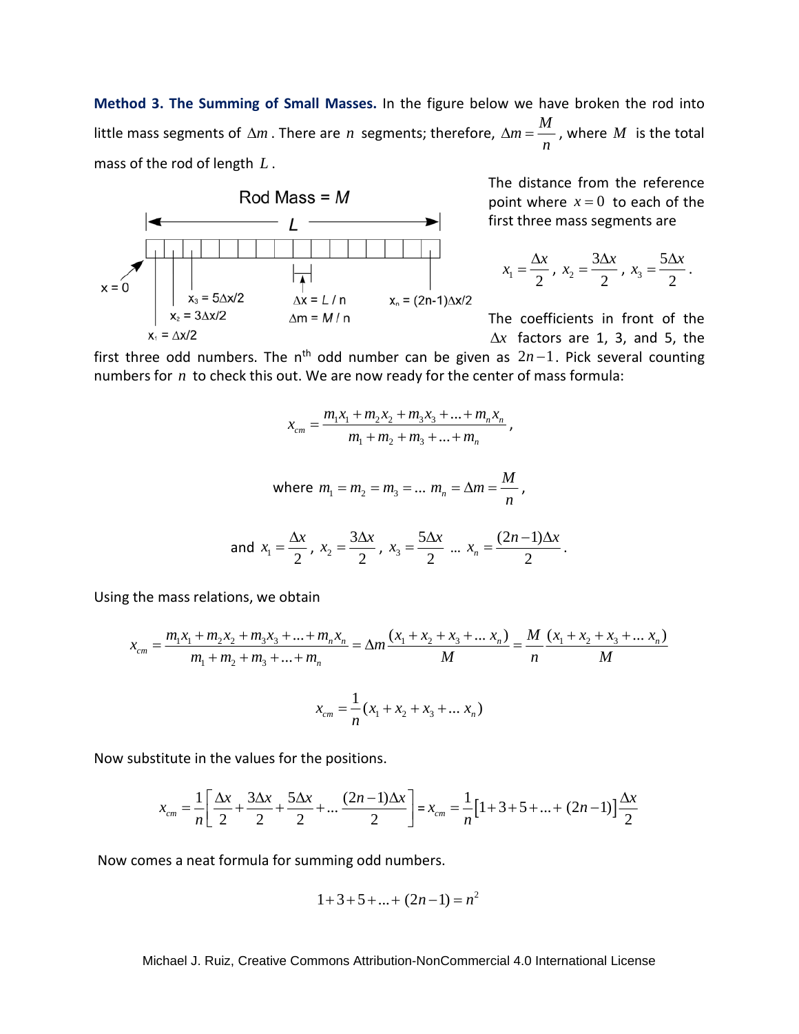**Method 3. The Summing of Small Masses.** In the figure below we have broken the rod into little mass segments of $\Delta m$. There are $n$ segments; therefore, $\Delta m = \frac{M}{n}$, where $M$ is the total mass of the rod of length $L$.

The distance from the reference point where $x = 0$ to each of the first three mass segments are

$$x_1 = \frac{\Delta x}{2},\ x_2 = \frac{3\Delta x}{2},\ x_3 = \frac{5\Delta x}{2}.$$

The coefficients in front of the $\Delta x$ factors are 1, 3, and 5, the first three odd numbers. The n[th] odd number can be given as $2n-1$. Pick several counting numbers for $n$ to check this out. We are now ready for the center of mass formula:

$$x_{cm} = \frac{m_1 x_1 + m_2 x_2 + m_3 x_3 + ... + m_n x_n}{m_1 + m_2 + m_3 + ... + m_n},$$

$$\text{where } m_1 = m_2 = m_3 = ...\ m_n = \Delta m = \frac{M}{n},$$

$$\text{and } x_1 = \frac{\Delta x}{2},\ x_2 = \frac{3\Delta x}{2},\ x_3 = \frac{5\Delta x}{2}\ ...\ x_n = \frac{(2n-1)\Delta x}{2}.$$

Using the mass relations, we obtain

$$x_{cm} = \frac{m_1 x_1 + m_2 x_2 + m_3 x_3 + ... + m_n x_n}{m_1 + m_2 + m_3 + ... + m_n} = \Delta m \frac{(x_1 + x_2 + x_3 + ...\ x_n)}{M} = \frac{M}{n}\frac{(x_1 + x_2 + x_3 + ...\ x_n)}{M}$$

$$x_{cm} = \frac{1}{n}(x_1 + x_2 + x_3 + ...\ x_n)$$

Now substitute in the values for the positions.

$$x_{cm} = \frac{1}{n}\left[\frac{\Delta x}{2} + \frac{3\Delta x}{2} + \frac{5\Delta x}{2} + ...\ \frac{(2n-1)\Delta x}{2}\right] = x_{cm} = \frac{1}{n}\left[1 + 3 + 5 + ... + (2n-1)\right]\frac{\Delta x}{2}$$

Now comes a neat formula for summing odd numbers.

$$1 + 3 + 5 + ... + (2n-1) = n^2$$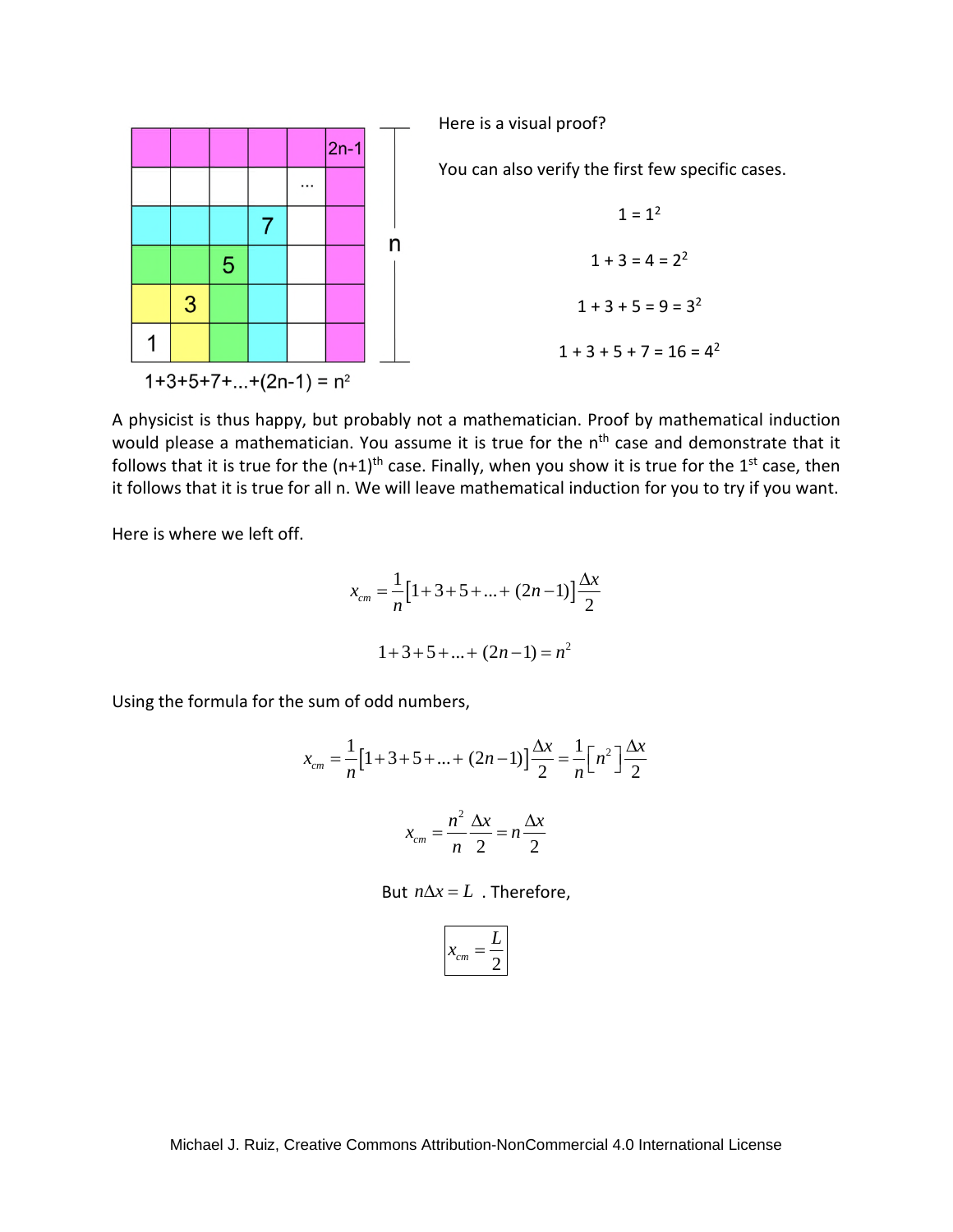Here is a visual proof?

You can also verify the first few specific cases.

$1 = 1^2$

$1 + 3 = 4 = 2^2$

$1 + 3 + 5 = 9 = 3^2$

$1 + 3 + 5 + 7 = 16 = 4^2$

$1+3+5+7+...+(2n-1) = n^2$

A physicist is thus happy, but probably not a mathematician. Proof by mathematical induction would please a mathematician. You assume it is true for the $n^{th}$ case and demonstrate that it follows that it is true for the $(n+1)^{th}$ case. Finally, when you show it is true for the $1^{st}$ case, then it follows that it is true for all n. We will leave mathematical induction for you to try if you want.

Here is where we left off.

$$x_{cm} = \frac{1}{n}\left[1+3+5+...+(2n-1)\right]\frac{\Delta x}{2}$$

$$1+3+5+...+(2n-1) = n^2$$

Using the formula for the sum of odd numbers,

$$x_{cm} = \frac{1}{n}\left[1+3+5+...+(2n-1)\right]\frac{\Delta x}{2} = \frac{1}{n}\left[n^2\right]\frac{\Delta x}{2}$$

$$x_{cm} = \frac{n^2}{n}\frac{\Delta x}{2} = n\frac{\Delta x}{2}$$

But $n\Delta x = L$ . Therefore,

$$\boxed{x_{cm} = \frac{L}{2}}$$

Michael J. Ruiz, Creative Commons Attribution-NonCommercial 4.0 International License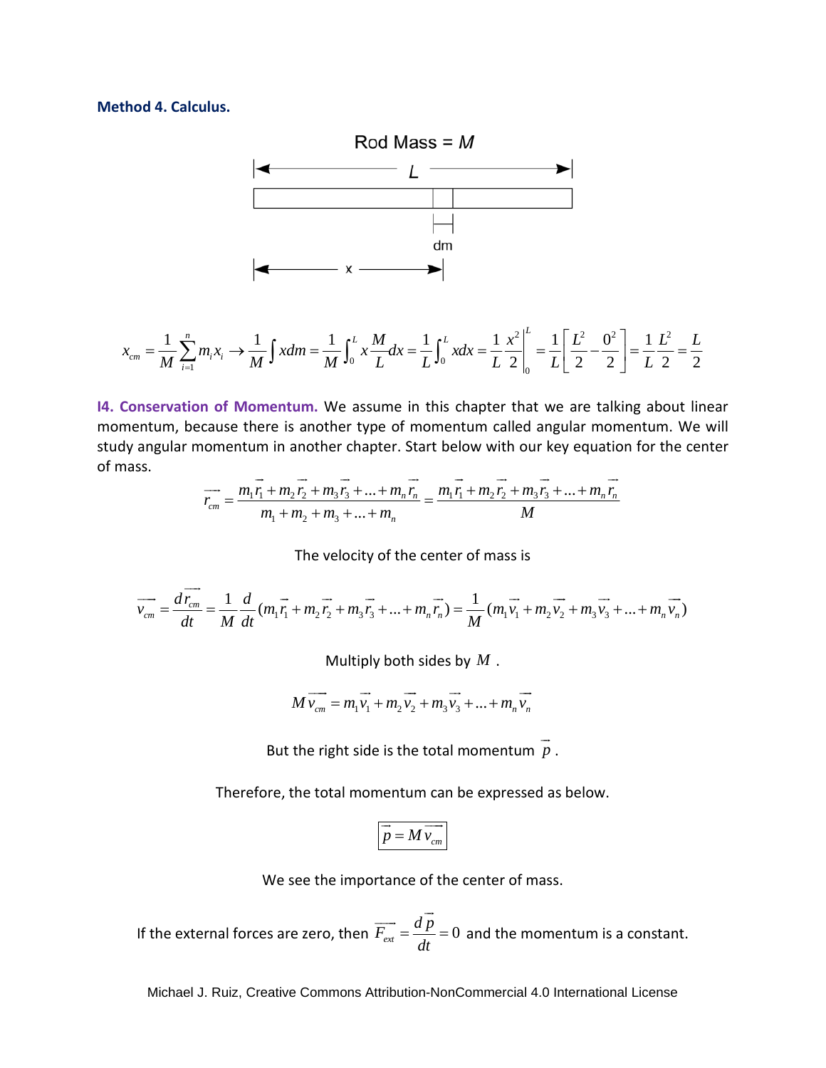**Method 4. Calculus.**

$$x_{cm} = \frac{1}{M}\sum_{i=1}^{n} m_i x_i \rightarrow \frac{1}{M}\int x dm = \frac{1}{M}\int_0^L x\frac{M}{L}dx = \frac{1}{L}\int_0^L x dx = \frac{1}{L}\frac{x^2}{2}\bigg|_0^L = \frac{1}{L}\left[\frac{L^2}{2} - \frac{0^2}{2}\right] = \frac{1}{L}\frac{L^2}{2} = \frac{L}{2}$$

**I4. Conservation of Momentum.** We assume in this chapter that we are talking about linear momentum, because there is another type of momentum called angular momentum. We will study angular momentum in another chapter. Start below with our key equation for the center of mass.

$$\vec{r}_{cm} = \frac{m_1\vec{r}_1 + m_2\vec{r}_2 + m_3\vec{r}_3 + ... + m_n\vec{r}_n}{m_1 + m_2 + m_3 + ... + m_n} = \frac{m_1\vec{r}_1 + m_2\vec{r}_2 + m_3\vec{r}_3 + ... + m_n\vec{r}_n}{M}$$

The velocity of the center of mass is

$$\vec{v}_{cm} = \frac{d\vec{r}_{cm}}{dt} = \frac{1}{M}\frac{d}{dt}(m_1\vec{r}_1 + m_2\vec{r}_2 + m_3\vec{r}_3 + ... + m_n\vec{r}_n) = \frac{1}{M}(m_1\vec{v}_1 + m_2\vec{v}_2 + m_3\vec{v}_3 + ... + m_n\vec{v}_n)$$

Multiply both sides by $M$.

$$M\vec{v}_{cm} = m_1\vec{v}_1 + m_2\vec{v}_2 + m_3\vec{v}_3 + ... + m_n\vec{v}_n$$

But the right side is the total momentum $\vec{p}$.

Therefore, the total momentum can be expressed as below.

$$\boxed{\vec{p} = M\vec{v}_{cm}}$$

We see the importance of the center of mass.

If the external forces are zero, then $\vec{F}_{ext} = \frac{d\vec{p}}{dt} = 0$ and the momentum is a constant.

Michael J. Ruiz, Creative Commons Attribution-NonCommercial 4.0 International License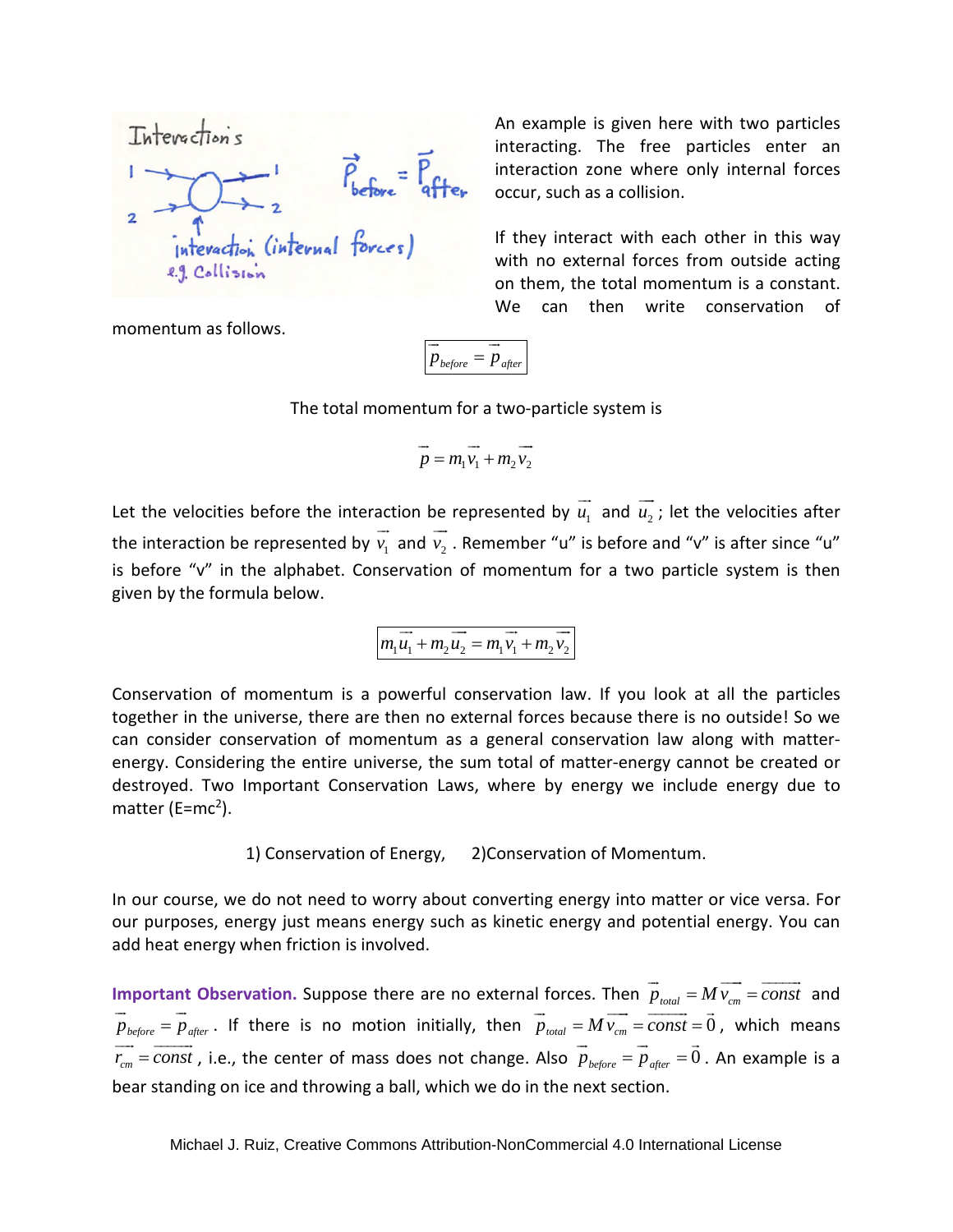An example is given here with two particles interacting. The free particles enter an interaction zone where only internal forces occur, such as a collision.

If they interact with each other in this way with no external forces from outside acting on them, the total momentum is a constant. We can then write conservation of momentum as follows.

$$\vec{p}_{before} = \vec{p}_{after}$$

The total momentum for a two-particle system is

$$\vec{p} = m_1\vec{v_1} + m_2\vec{v_2}$$

Let the velocities before the interaction be represented by $\vec{u_1}$ and $\vec{u_2}$; let the velocities after the interaction be represented by $\vec{v_1}$ and $\vec{v_2}$. Remember "u" is before and "v" is after since "u" is before "v" in the alphabet. Conservation of momentum for a two particle system is then given by the formula below.

$$m_1\vec{u_1} + m_2\vec{u_2} = m_1\vec{v_1} + m_2\vec{v_2}$$

Conservation of momentum is a powerful conservation law. If you look at all the particles together in the universe, there are then no external forces because there is no outside! So we can consider conservation of momentum as a general conservation law along with matter-energy. Considering the entire universe, the sum total of matter-energy cannot be created or destroyed. Two Important Conservation Laws, where by energy we include energy due to matter ($E=mc^2$).

1) Conservation of Energy, 2)Conservation of Momentum.

In our course, we do not need to worry about converting energy into matter or vice versa. For our purposes, energy just means energy such as kinetic energy and potential energy. You can add heat energy when friction is involved.

**Important Observation.** Suppose there are no external forces. Then $\vec{p}_{total} = M\vec{v}_{cm} = \overrightarrow{const}$ and $\vec{p}_{before} = \vec{p}_{after}$. If there is no motion initially, then $\vec{p}_{total} = M\vec{v}_{cm} = \overrightarrow{const} = \vec{0}$, which means $\vec{r}_{cm} = \overrightarrow{const}$, i.e., the center of mass does not change. Also $\vec{p}_{before} = \vec{p}_{after} = \vec{0}$. An example is a bear standing on ice and throwing a ball, which we do in the next section.

Michael J. Ruiz, Creative Commons Attribution-NonCommercial 4.0 International License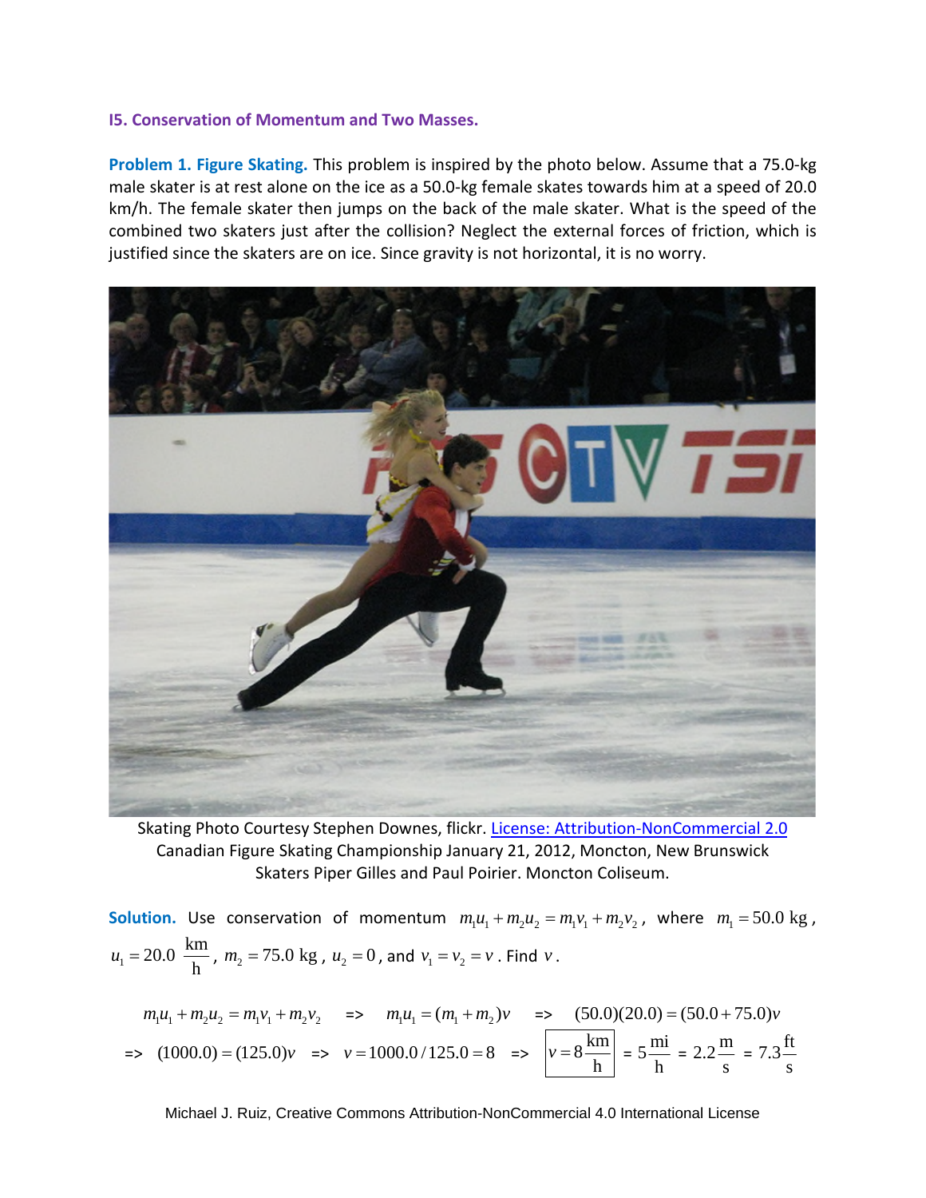### I5. Conservation of Momentum and Two Masses.

**Problem 1. Figure Skating.** This problem is inspired by the photo below. Assume that a 75.0-kg male skater is at rest alone on the ice as a 50.0-kg female skates towards him at a speed of 20.0 km/h. The female skater then jumps on the back of the male skater. What is the speed of the combined two skaters just after the collision? Neglect the external forces of friction, which is justified since the skaters are on ice. Since gravity is not horizontal, it is no worry.

Skating Photo Courtesy Stephen Downes, flickr. License: Attribution-NonCommercial 2.0
Canadian Figure Skating Championship January 21, 2012, Moncton, New Brunswick
Skaters Piper Gilles and Paul Poirier. Moncton Coliseum.

**Solution.** Use conservation of momentum $m_1u_1 + m_2u_2 = m_1v_1 + m_2v_2$, where $m_1 = 50.0 \text{ kg}$, $u_1 = 20.0 \dfrac{\text{km}}{\text{h}}$, $m_2 = 75.0 \text{ kg}$, $u_2 = 0$, and $v_1 = v_2 = v$. Find $v$.

$$m_1u_1 + m_2u_2 = m_1v_1 + m_2v_2 \quad \Rightarrow \quad m_1u_1 = (m_1 + m_2)v \quad \Rightarrow \quad (50.0)(20.0) = (50.0 + 75.0)v$$

$$\Rightarrow \quad (1000.0) = (125.0)v \quad \Rightarrow \quad v = 1000.0/125.0 = 8 \quad \Rightarrow \quad \boxed{v = 8 \frac{\text{km}}{\text{h}}} = 5\frac{\text{mi}}{\text{h}} = 2.2\frac{\text{m}}{\text{s}} = 7.3\frac{\text{ft}}{\text{s}}$$

Michael J. Ruiz, Creative Commons Attribution-NonCommercial 4.0 International License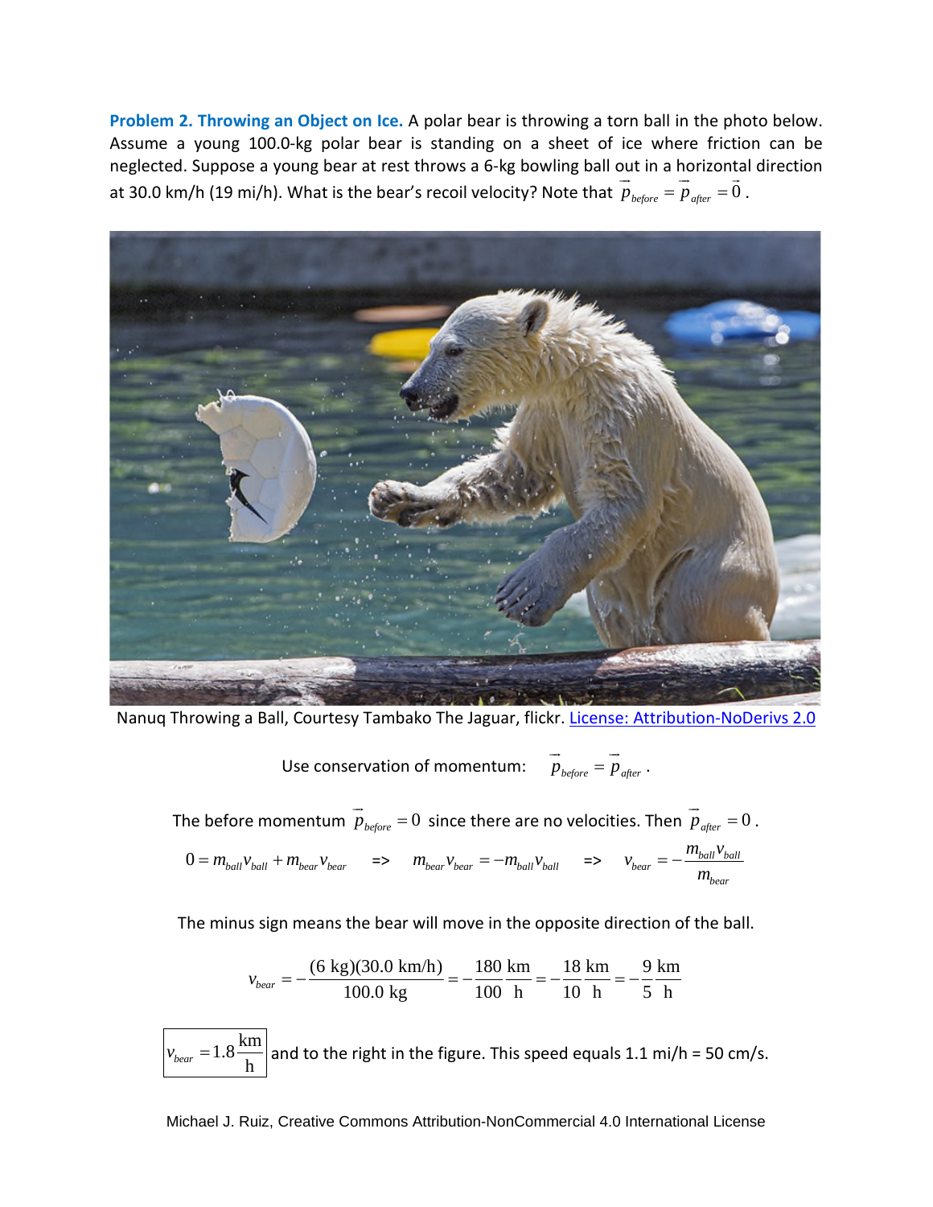**Problem 2. Throwing an Object on Ice.** A polar bear is throwing a torn ball in the photo below. Assume a young 100.0-kg polar bear is standing on a sheet of ice where friction can be neglected. Suppose a young bear at rest throws a 6-kg bowling ball out in a horizontal direction at 30.0 km/h (19 mi/h). What is the bear's recoil velocity? Note that $\vec{p}_{before} = \vec{p}_{after} = \vec{0}$ .

Nanuq Throwing a Ball, Courtesy Tambako The Jaguar, flickr. License: Attribution-NoDerivs 2.0

Use conservation of momentum: $\vec{p}_{before} = \vec{p}_{after}$ .

The before momentum $\vec{p}_{before} = 0$ since there are no velocities. Then $\vec{p}_{after} = 0$ .

$$0 = m_{ball}v_{ball} + m_{bear}v_{bear} \quad \Rightarrow \quad m_{bear}v_{bear} = -m_{ball}v_{ball} \quad \Rightarrow \quad v_{bear} = -\frac{m_{ball}v_{ball}}{m_{bear}}$$

The minus sign means the bear will move in the opposite direction of the ball.

$$v_{bear} = -\frac{(6 \text{ kg})(30.0 \text{ km/h})}{100.0 \text{ kg}} = -\frac{180}{100}\frac{\text{km}}{\text{h}} = -\frac{18}{10}\frac{\text{km}}{\text{h}} = -\frac{9}{5}\frac{\text{km}}{\text{h}}$$

$\boxed{v_{bear} = 1.8\dfrac{\text{km}}{\text{h}}}$ and to the right in the figure. This speed equals 1.1 mi/h = 50 cm/s.

Michael J. Ruiz, Creative Commons Attribution-NonCommercial 4.0 International License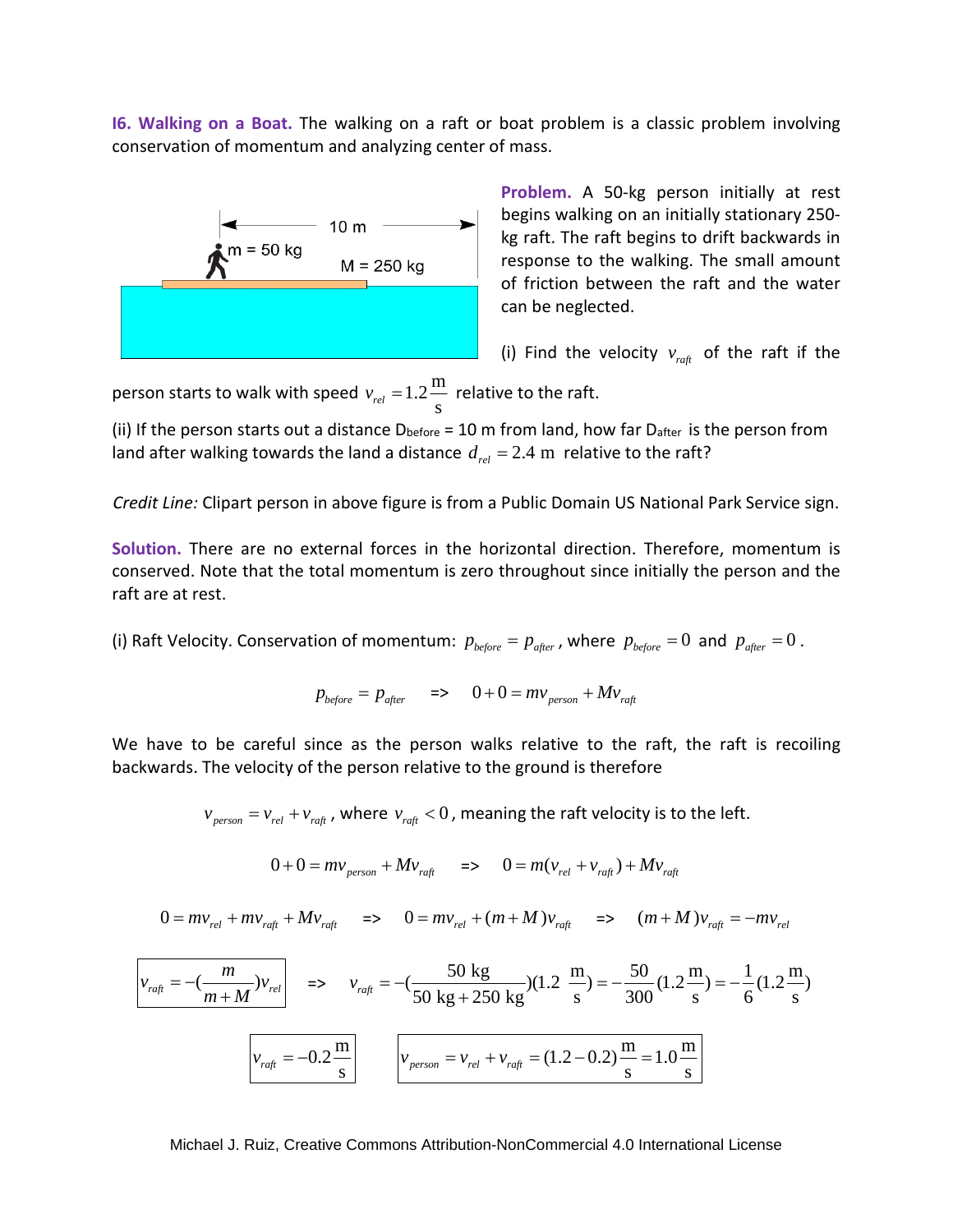**I6. Walking on a Boat.** The walking on a raft or boat problem is a classic problem involving conservation of momentum and analyzing center of mass.

**Problem.** A 50-kg person initially at rest begins walking on an initially stationary 250-kg raft. The raft begins to drift backwards in response to the walking. The small amount of friction between the raft and the water can be neglected.

(i) Find the velocity $v_{raft}$ of the raft if the person starts to walk with speed $v_{rel} = 1.2\ \frac{\text{m}}{\text{s}}$ relative to the raft.

(ii) If the person starts out a distance $D_{before}$ = 10 m from land, how far $D_{after}$ is the person from land after walking towards the land a distance $d_{rel} = 2.4\ \text{m}$ relative to the raft?

*Credit Line:* Clipart person in above figure is from a Public Domain US National Park Service sign.

**Solution.** There are no external forces in the horizontal direction. Therefore, momentum is conserved. Note that the total momentum is zero throughout since initially the person and the raft are at rest.

(i) Raft Velocity. Conservation of momentum: $p_{before} = p_{after}$, where $p_{before} = 0$ and $p_{after} = 0$.

$$p_{before} = p_{after} \quad \Rightarrow \quad 0 + 0 = mv_{person} + Mv_{raft}$$

We have to be careful since as the person walks relative to the raft, the raft is recoiling backwards. The velocity of the person relative to the ground is therefore

$$v_{person} = v_{rel} + v_{raft}\text{, where } v_{raft} < 0\text{, meaning the raft velocity is to the left.}$$

$$0 + 0 = mv_{person} + Mv_{raft} \quad \Rightarrow \quad 0 = m(v_{rel} + v_{raft}) + Mv_{raft}$$

$$0 = mv_{rel} + mv_{raft} + Mv_{raft} \quad \Rightarrow \quad 0 = mv_{rel} + (m+M)v_{raft} \quad \Rightarrow \quad (m+M)v_{raft} = -mv_{rel}$$

$$\boxed{v_{raft} = -\left(\frac{m}{m+M}\right)v_{rel}} \quad \Rightarrow \quad v_{raft} = -\left(\frac{50\ \text{kg}}{50\ \text{kg} + 250\ \text{kg}}\right)\left(1.2\ \frac{\text{m}}{\text{s}}\right) = -\frac{50}{300}\left(1.2\frac{\text{m}}{\text{s}}\right) = -\frac{1}{6}\left(1.2\frac{\text{m}}{\text{s}}\right)$$

$$\boxed{v_{raft} = -0.2\frac{\text{m}}{\text{s}}} \qquad \boxed{v_{person} = v_{rel} + v_{raft} = (1.2 - 0.2)\frac{\text{m}}{\text{s}} = 1.0\frac{\text{m}}{\text{s}}}$$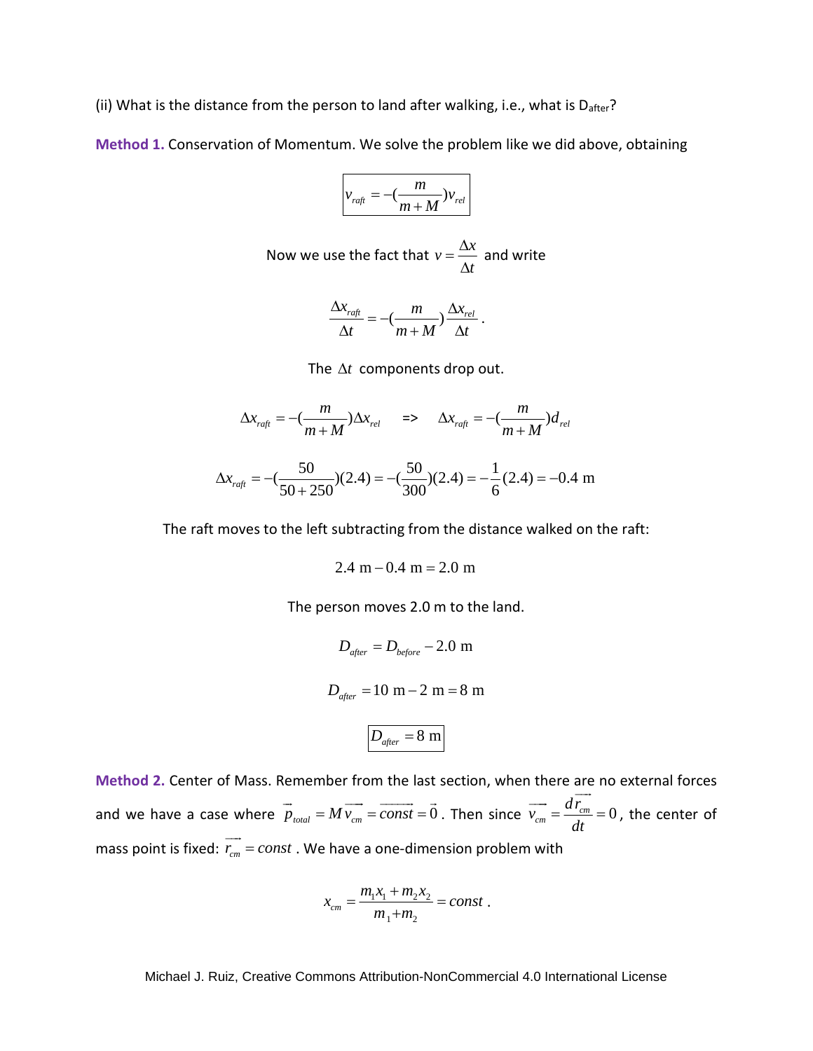(ii) What is the distance from the person to land after walking, i.e., what is $D_{after}$?

**Method 1.** Conservation of Momentum. We solve the problem like we did above, obtaining

$$\boxed{v_{raft} = -(\frac{m}{m+M})v_{rel}}$$

Now we use the fact that $v = \frac{\Delta x}{\Delta t}$ and write

$$\frac{\Delta x_{raft}}{\Delta t} = -(\frac{m}{m+M})\frac{\Delta x_{rel}}{\Delta t}.$$

The $\Delta t$ components drop out.

$$\Delta x_{raft} = -(\frac{m}{m+M})\Delta x_{rel} \quad \Rightarrow \quad \Delta x_{raft} = -(\frac{m}{m+M})d_{rel}$$

$$\Delta x_{raft} = -(\frac{50}{50+250})(2.4) = -(\frac{50}{300})(2.4) = -\frac{1}{6}(2.4) = -0.4 \text{ m}$$

The raft moves to the left subtracting from the distance walked on the raft:

$$2.4 \text{ m} - 0.4 \text{ m} = 2.0 \text{ m}$$

The person moves 2.0 m to the land.

$$D_{after} = D_{before} - 2.0 \text{ m}$$

$$D_{after} = 10 \text{ m} - 2 \text{ m} = 8 \text{ m}$$

$$\boxed{D_{after} = 8 \text{ m}}$$

**Method 2.** Center of Mass. Remember from the last section, when there are no external forces and we have a case where $\vec{p}_{total} = M\overrightarrow{v_{cm}} = \overrightarrow{const} = \vec{0}$. Then since $\overrightarrow{v_{cm}} = \frac{d\overrightarrow{r_{cm}}}{dt} = 0$, the center of mass point is fixed: $\overrightarrow{r_{cm}} = const$. We have a one-dimension problem with

$$x_{cm} = \frac{m_1 x_1 + m_2 x_2}{m_1 + m_2} = const.$$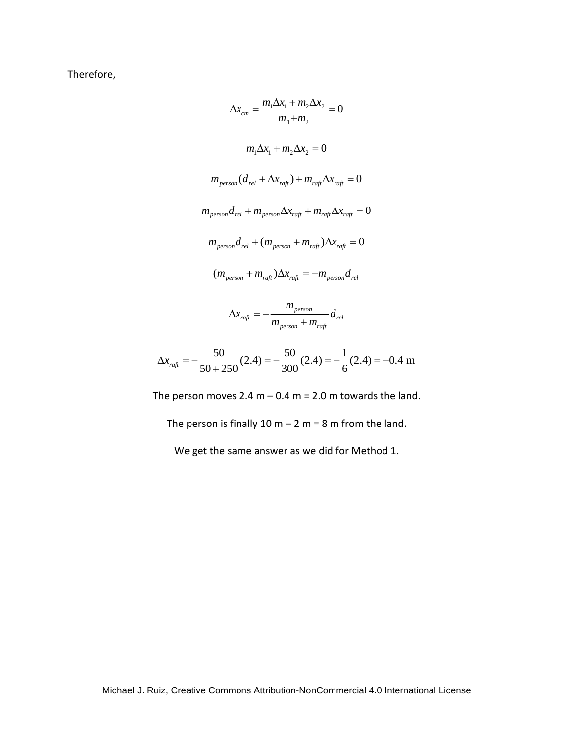Therefore,

$$\Delta x_{cm} = \frac{m_1 \Delta x_1 + m_2 \Delta x_2}{m_1 + m_2} = 0$$

$$m_1 \Delta x_1 + m_2 \Delta x_2 = 0$$

$$m_{person}(d_{rel} + \Delta x_{raft}) + m_{raft} \Delta x_{raft} = 0$$

$$m_{person} d_{rel} + m_{person} \Delta x_{raft} + m_{raft} \Delta x_{raft} = 0$$

$$m_{person} d_{rel} + (m_{person} + m_{raft}) \Delta x_{raft} = 0$$

$$(m_{person} + m_{raft}) \Delta x_{raft} = -m_{person} d_{rel}$$

$$\Delta x_{raft} = -\frac{m_{person}}{m_{person} + m_{raft}} d_{rel}$$

$$\Delta x_{raft} = -\frac{50}{50 + 250}(2.4) = -\frac{50}{300}(2.4) = -\frac{1}{6}(2.4) = -0.4 \text{ m}$$

The person moves 2.4 m – 0.4 m = 2.0 m towards the land.

The person is finally 10 m – 2 m = 8 m from the land.

We get the same answer as we did for Method 1.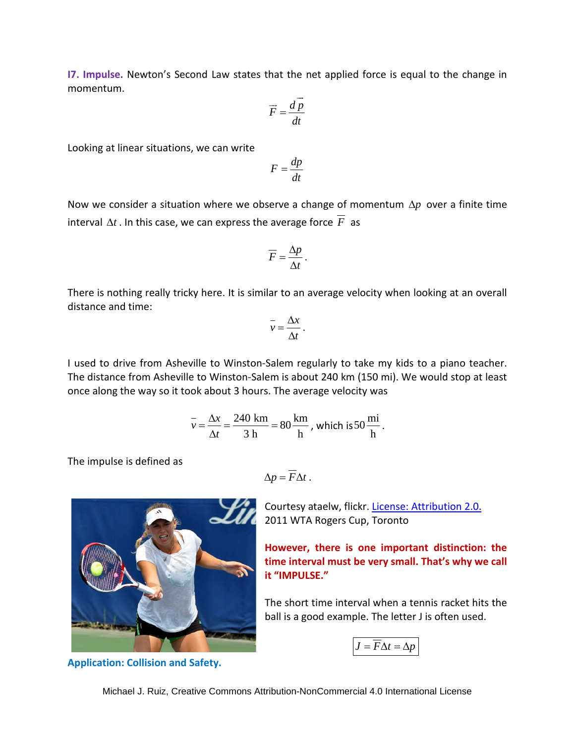**I7. Impulse.** Newton's Second Law states that the net applied force is equal to the change in momentum.

$$\vec{F} = \frac{d\vec{p}}{dt}$$

Looking at linear situations, we can write

$$F = \frac{dp}{dt}$$

Now we consider a situation where we observe a change of momentum $\Delta p$ over a finite time interval $\Delta t$. In this case, we can express the average force $\overline{F}$ as

$$\overline{F} = \frac{\Delta p}{\Delta t}.$$

There is nothing really tricky here. It is similar to an average velocity when looking at an overall distance and time:

$$\overline{v} = \frac{\Delta x}{\Delta t}.$$

I used to drive from Asheville to Winston-Salem regularly to take my kids to a piano teacher. The distance from Asheville to Winston-Salem is about 240 km (150 mi). We would stop at least once along the way so it took about 3 hours. The average velocity was

$$\overline{v} = \frac{\Delta x}{\Delta t} = \frac{240 \text{ km}}{3 \text{ h}} = 80 \frac{\text{km}}{\text{h}}, \text{ which is } 50 \frac{\text{mi}}{\text{h}}.$$

The impulse is defined as

$$\Delta p = \overline{F} \Delta t.$$

Courtesy ataelw, flickr. License: Attribution 2.0.
2011 WTA Rogers Cup, Toronto

**However, there is one important distinction: the time interval must be very small. That's why we call it "IMPULSE."**

The short time interval when a tennis racket hits the ball is a good example. The letter J is often used.

$$\boxed{J = \overline{F} \Delta t = \Delta p}$$

**Application: Collision and Safety.**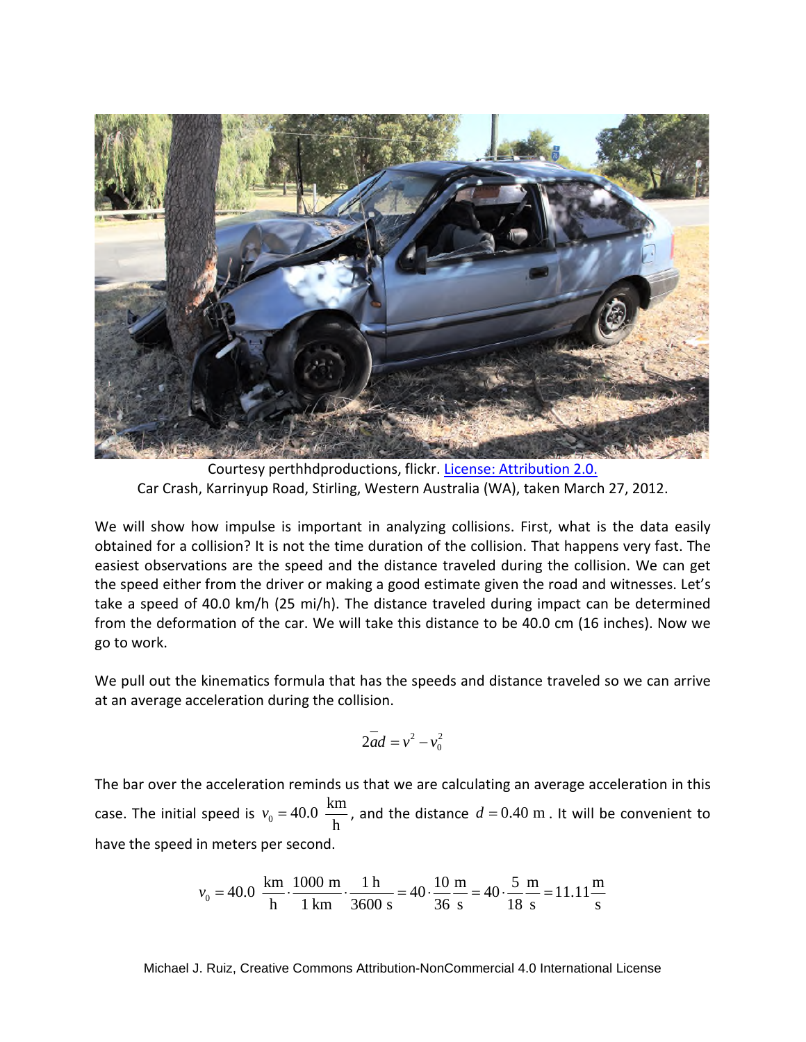Courtesy perthhdproductions, flickr. License: Attribution 2.0.
Car Crash, Karrinyup Road, Stirling, Western Australia (WA), taken March 27, 2012.

We will show how impulse is important in analyzing collisions. First, what is the data easily obtained for a collision? It is not the time duration of the collision. That happens very fast. The easiest observations are the speed and the distance traveled during the collision. We can get the speed either from the driver or making a good estimate given the road and witnesses. Let's take a speed of 40.0 km/h (25 mi/h). The distance traveled during impact can be determined from the deformation of the car. We will take this distance to be 40.0 cm (16 inches). Now we go to work.

We pull out the kinematics formula that has the speeds and distance traveled so we can arrive at an average acceleration during the collision.

$$2\bar{a}d = v^2 - v_0^2$$

The bar over the acceleration reminds us that we are calculating an average acceleration in this case. The initial speed is $v_0 = 40.0\ \frac{\text{km}}{\text{h}}$, and the distance $d = 0.40\ \text{m}$. It will be convenient to have the speed in meters per second.

$$v_0 = 40.0\ \frac{\text{km}}{\text{h}} \cdot \frac{1000\ \text{m}}{1\ \text{km}} \cdot \frac{1\ \text{h}}{3600\ \text{s}} = 40 \cdot \frac{10}{36}\frac{\text{m}}{\text{s}} = 40 \cdot \frac{5}{18}\frac{\text{m}}{\text{s}} = 11.11\frac{\text{m}}{\text{s}}$$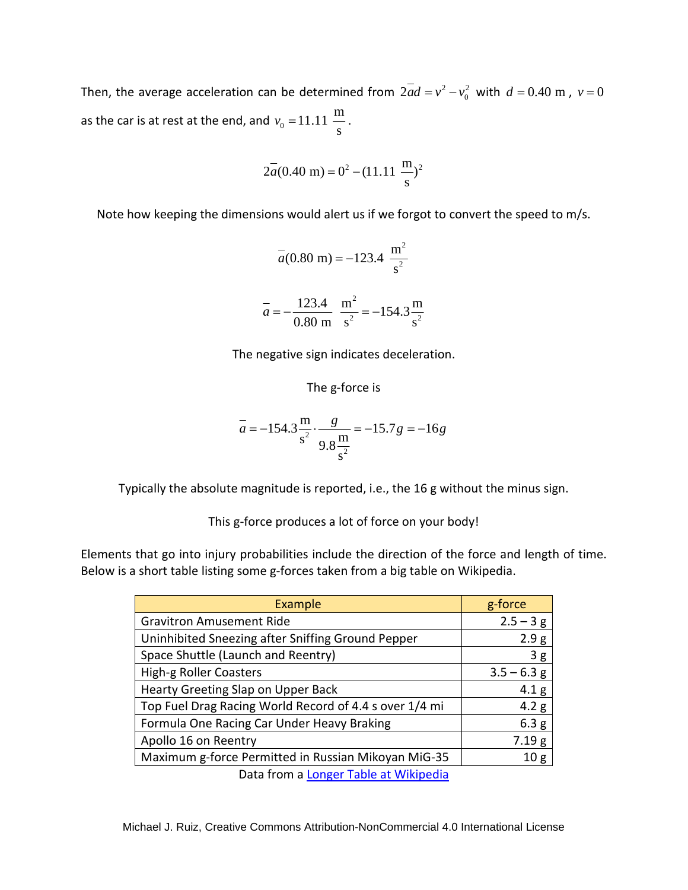Then, the average acceleration can be determined from $2\bar{a}d = v^2 - v_0^2$ with $d = 0.40 \text{ m}$, $v = 0$ as the car is at rest at the end, and $v_0 = 11.11 \ \frac{\text{m}}{\text{s}}$.

$$2\bar{a}(0.40 \text{ m}) = 0^2 - (11.11 \ \frac{\text{m}}{\text{s}})^2$$

Note how keeping the dimensions would alert us if we forgot to convert the speed to m/s.

$$\bar{a}(0.80 \text{ m}) = -123.4 \ \frac{\text{m}^2}{\text{s}^2}$$

$$\bar{a} = -\frac{123.4}{0.80 \text{ m}} \ \frac{\text{m}^2}{\text{s}^2} = -154.3\frac{\text{m}}{\text{s}^2}$$

The negative sign indicates deceleration.

The g-force is

$$\bar{a} = -154.3\frac{\text{m}}{\text{s}^2} \cdot \frac{g}{9.8\frac{\text{m}}{\text{s}^2}} = -15.7g = -16g$$

Typically the absolute magnitude is reported, i.e., the 16 g without the minus sign.

This g-force produces a lot of force on your body!

Elements that go into injury probabilities include the direction of the force and length of time. Below is a short table listing some g-forces taken from a big table on Wikipedia.

| Example | g-force |
|---|---|
| Gravitron Amusement Ride | 2.5 – 3 g |
| Uninhibited Sneezing after Sniffing Ground Pepper | 2.9 g |
| Space Shuttle (Launch and Reentry) | 3 g |
| High-g Roller Coasters | 3.5 – 6.3 g |
| Hearty Greeting Slap on Upper Back | 4.1 g |
| Top Fuel Drag Racing World Record of 4.4 s over 1/4 mi | 4.2 g |
| Formula One Racing Car Under Heavy Braking | 6.3 g |
| Apollo 16 on Reentry | 7.19 g |
| Maximum g-force Permitted in Russian Mikoyan MiG-35 | 10 g |

Data from a Longer Table at Wikipedia

Michael J. Ruiz, Creative Commons Attribution-NonCommercial 4.0 International License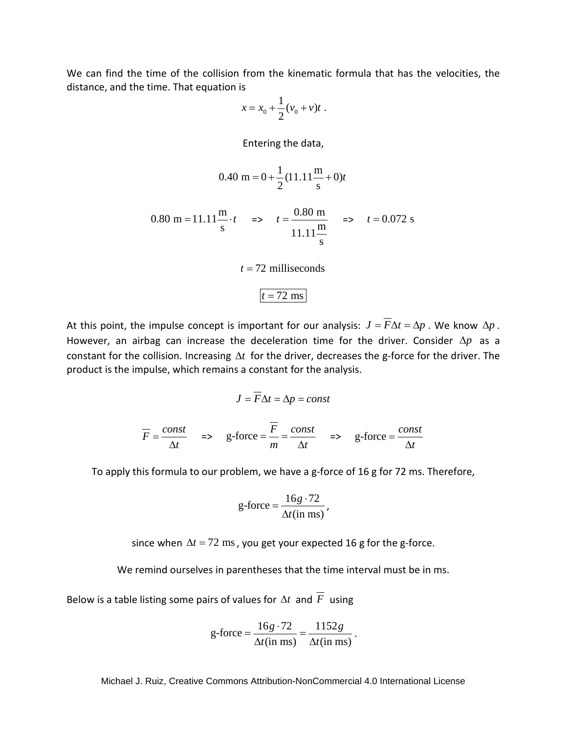We can find the time of the collision from the kinematic formula that has the velocities, the distance, and the time. That equation is

$$x = x_0 + \frac{1}{2}(v_0 + v)t \; .$$

Entering the data,

$$0.40 \text{ m} = 0 + \frac{1}{2}(11.11\frac{\text{m}}{\text{s}} + 0)t$$

$$0.80 \text{ m} = 11.11\frac{\text{m}}{\text{s}} \cdot t \quad \Rightarrow \quad t = \frac{0.80 \text{ m}}{11.11\frac{\text{m}}{\text{s}}} \quad \Rightarrow \quad t = 0.072 \text{ s}$$

$$t = 72 \text{ milliseconds}$$

$$\boxed{t = 72 \text{ ms}}$$

At this point, the impulse concept is important for our analysis: $J = \overline{F}\Delta t = \Delta p$ . We know $\Delta p$ . However, an airbag can increase the deceleration time for the driver. Consider $\Delta p$ as a constant for the collision. Increasing $\Delta t$ for the driver, decreases the g-force for the driver. The product is the impulse, which remains a constant for the analysis.

$$J = \overline{F}\Delta t = \Delta p = const$$

$$\overline{F} = \frac{const}{\Delta t} \quad \Rightarrow \quad \text{g-force} = \frac{\overline{F}}{m} = \frac{const}{\Delta t} \quad \Rightarrow \quad \text{g-force} = \frac{const}{\Delta t}$$

To apply this formula to our problem, we have a g-force of 16 g for 72 ms. Therefore,

$$\text{g-force} = \frac{16g \cdot 72}{\Delta t(\text{in ms})} \, ,$$

since when $\Delta t = 72 \text{ ms}$ , you get your expected 16 g for the g-force.

We remind ourselves in parentheses that the time interval must be in ms.

Below is a table listing some pairs of values for $\Delta t$ and $\overline{F}$ using

$$\text{g-force} = \frac{16g \cdot 72}{\Delta t(\text{in ms})} = \frac{1152g}{\Delta t(\text{in ms})} \, .$$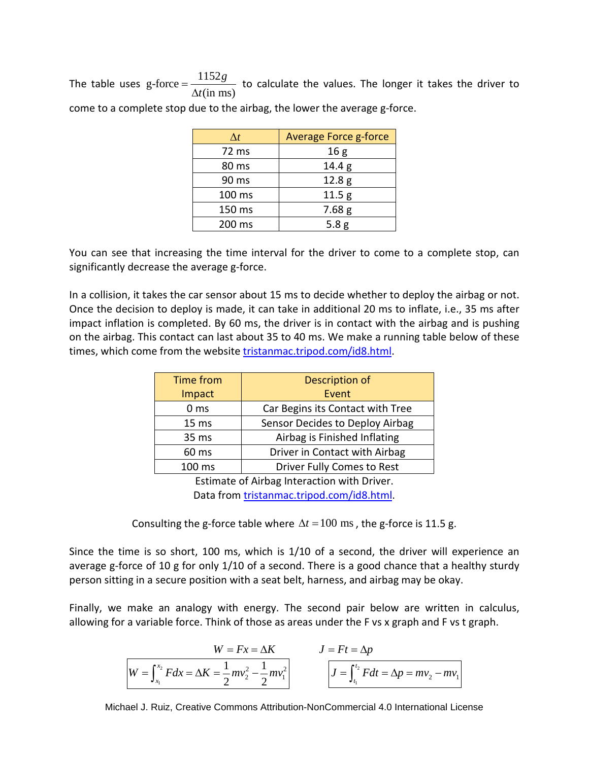The table uses $\text{g-force} = \dfrac{1152g}{\Delta t(\text{in ms})}$ to calculate the values. The longer it takes the driver to come to a complete stop due to the airbag, the lower the average g-force.

| $\Delta t$ | Average Force g-force |
|---|---|
| 72 ms | 16 g |
| 80 ms | 14.4 g |
| 90 ms | 12.8 g |
| 100 ms | 11.5 g |
| 150 ms | 7.68 g |
| 200 ms | 5.8 g |

You can see that increasing the time interval for the driver to come to a complete stop, can significantly decrease the average g-force.

In a collision, it takes the car sensor about 15 ms to decide whether to deploy the airbag or not. Once the decision to deploy is made, it can take in additional 20 ms to inflate, i.e., 35 ms after impact inflation is completed. By 60 ms, the driver is in contact with the airbag and is pushing on the airbag. This contact can last about 35 to 40 ms. We make a running table below of these times, which come from the website tristanmac.tripod.com/id8.html.

| Time from Impact | Description of Event |
|---|---|
| 0 ms | Car Begins its Contact with Tree |
| 15 ms | Sensor Decides to Deploy Airbag |
| 35 ms | Airbag is Finished Inflating |
| 60 ms | Driver in Contact with Airbag |
| 100 ms | Driver Fully Comes to Rest |

Estimate of Airbag Interaction with Driver.
Data from tristanmac.tripod.com/id8.html.

Consulting the g-force table where $\Delta t = 100 \text{ ms}$, the g-force is 11.5 g.

Since the time is so short, 100 ms, which is 1/10 of a second, the driver will experience an average g-force of 10 g for only 1/10 of a second. There is a good chance that a healthy sturdy person sitting in a secure position with a seat belt, harness, and airbag may be okay.

Finally, we make an analogy with energy. The second pair below are written in calculus, allowing for a variable force. Think of those as areas under the F vs x graph and F vs t graph.

$$W = Fx = \Delta K \qquad J = Ft = \Delta p$$

$$\boxed{W = \int_{x_1}^{x_2} F dx = \Delta K = \frac{1}{2}mv_2^2 - \frac{1}{2}mv_1^2} \qquad \boxed{J = \int_{t_1}^{t_2} F dt = \Delta p = mv_2 - mv_1}$$

Michael J. Ruiz, Creative Commons Attribution-NonCommercial 4.0 International License